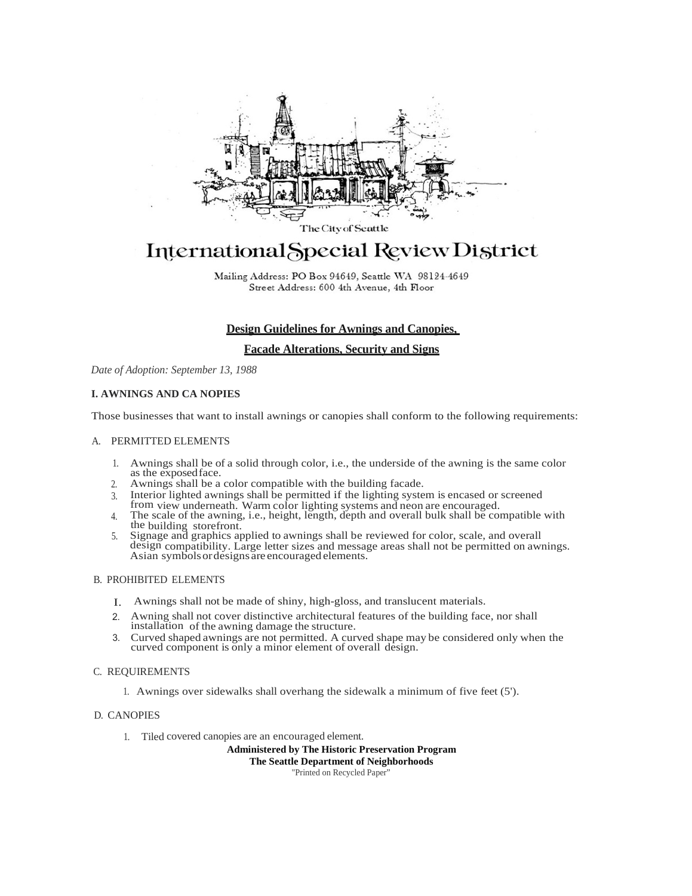The City of Seattle

# International Special Review District

Mailing Address: PO Box 94649, Seattle WA 98124-4649
Street Address: 600 4th Avenue, 4th Floor

## Design Guidelines for Awnings and Canopies, Facade Alterations, Security and Signs

*Date of Adoption: September 13, 1988*

### I. AWNINGS AND CA NOPIES

Those businesses that want to install awnings or canopies shall conform to the following requirements:

A. PERMITTED ELEMENTS

1. Awnings shall be of a solid through color, i.e., the underside of the awning is the same color as the exposed face.
2. Awnings shall be a color compatible with the building facade.
3. Interior lighted awnings shall be permitted if the lighting system is encased or screened from view underneath. Warm color lighting systems and neon are encouraged.
4. The scale of the awning, i.e., height, length, depth and overall bulk shall be compatible with the building storefront.
5. Signage and graphics applied to awnings shall be reviewed for color, scale, and overall design compatibility. Large letter sizes and message areas shall not be permitted on awnings. Asian symbols or designs are encouraged elements.

B. PROHIBITED ELEMENTS

1. Awnings shall not be made of shiny, high-gloss, and translucent materials.
2. Awning shall not cover distinctive architectural features of the building face, nor shall installation of the awning damage the structure.
3. Curved shaped awnings are not permitted. A curved shape may be considered only when the curved component is only a minor element of overall design.

C. REQUIREMENTS

1. Awnings over sidewalks shall overhang the sidewalk a minimum of five feet (5').

D. CANOPIES

1. Tiled covered canopies are an encouraged element.

**Administered by The Historic Preservation Program**
**The Seattle Department of Neighborhoods**
"Printed on Recycled Paper"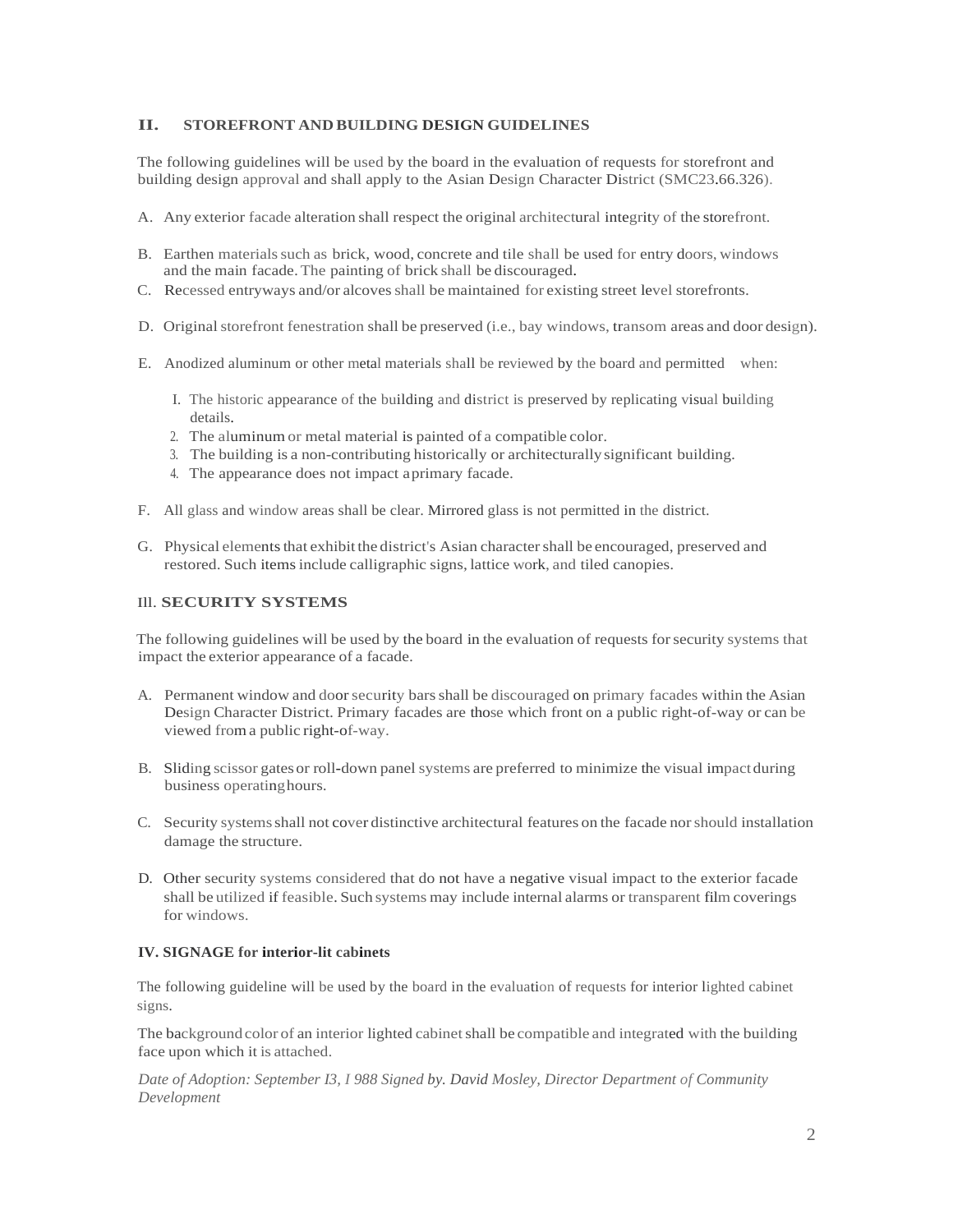## II. STOREFRONT AND BUILDING DESIGN GUIDELINES

The following guidelines will be used by the board in the evaluation of requests for storefront and building design approval and shall apply to the Asian Design Character District (SMC23.66.326).

A. Any exterior facade alteration shall respect the original architectural integrity of the storefront.

B. Earthen materials such as brick, wood, concrete and tile shall be used for entry doors, windows and the main facade. The painting of brick shall be discouraged.

C. Recessed entryways and/or alcoves shall be maintained for existing street level storefronts.

D. Original storefront fenestration shall be preserved (i.e., bay windows, transom areas and door design).

E. Anodized aluminum or other metal materials shall be reviewed by the board and permitted when:

   1. The historic appearance of the building and district is preserved by replicating visual building details.
   2. The aluminum or metal material is painted of a compatible color.
   3. The building is a non-contributing historically or architecturally significant building.
   4. The appearance does not impact a primary facade.

F. All glass and window areas shall be clear. Mirrored glass is not permitted in the district.

G. Physical elements that exhibit the district's Asian character shall be encouraged, preserved and restored. Such items include calligraphic signs, lattice work, and tiled canopies.

## III. SECURITY SYSTEMS

The following guidelines will be used by the board in the evaluation of requests for security systems that impact the exterior appearance of a facade.

A. Permanent window and door security bars shall be discouraged on primary facades within the Asian Design Character District. Primary facades are those which front on a public right-of-way or can be viewed from a public right-of-way.

B. Sliding scissor gates or roll-down panel systems are preferred to minimize the visual impact during business operating hours.

C. Security systems shall not cover distinctive architectural features on the facade nor should installation damage the structure.

D. Other security systems considered that do not have a negative visual impact to the exterior facade shall be utilized if feasible. Such systems may include internal alarms or transparent film coverings for windows.

## IV. SIGNAGE for interior-lit cabinets

The following guideline will be used by the board in the evaluation of requests for interior lighted cabinet signs.

The background color of an interior lighted cabinet shall be compatible and integrated with the building face upon which it is attached.

*Date of Adoption: September 13, 1988 Signed by. David Mosley, Director Department of Community Development*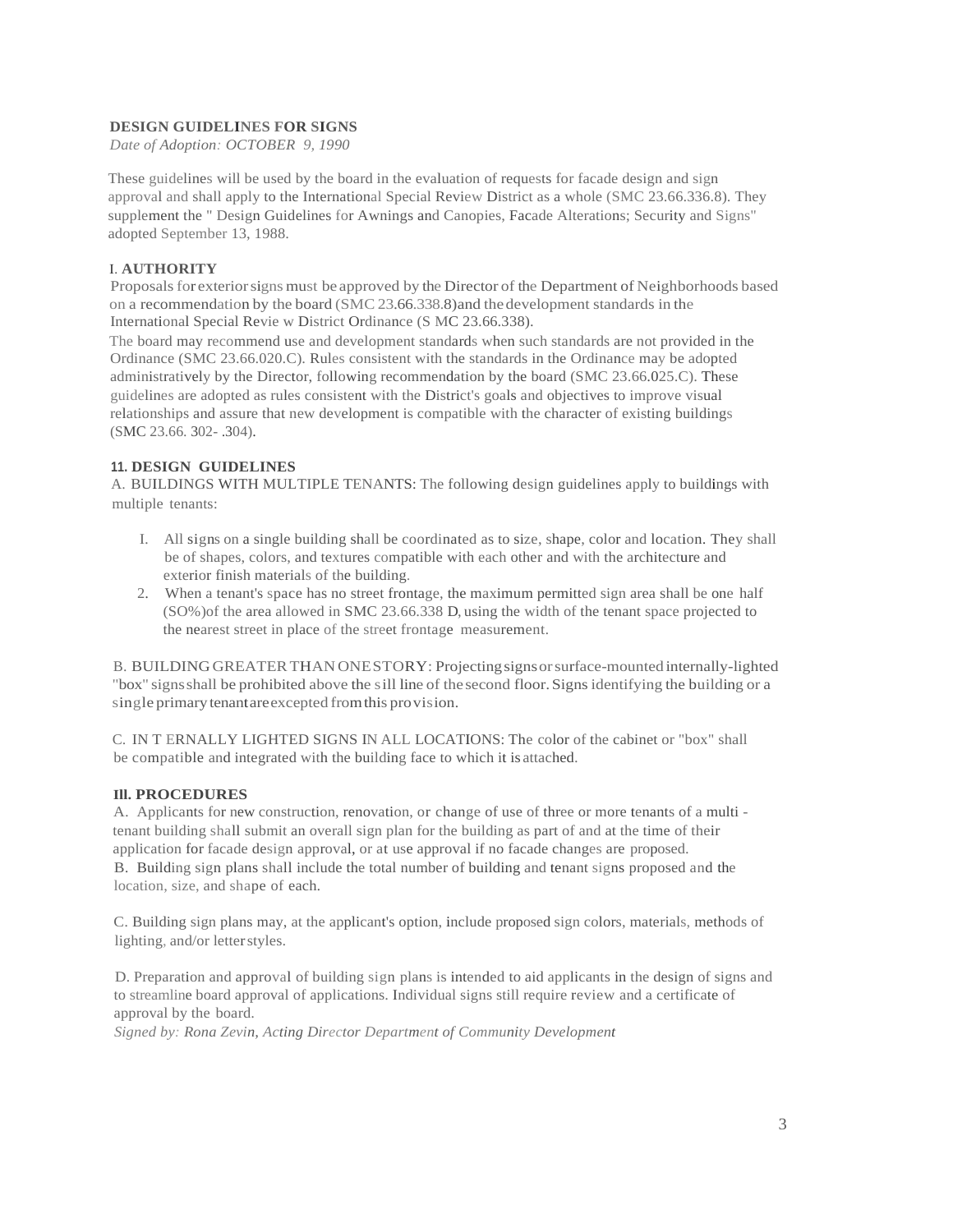**DESIGN GUIDELINES FOR SIGNS**

*Date of Adoption: OCTOBER 9, 1990*

These guidelines will be used by the board in the evaluation of requests for facade design and sign approval and shall apply to the International Special Review District as a whole (SMC 23.66.336.8). They supplement the " Design Guidelines for Awnings and Canopies, Facade Alterations; Security and Signs" adopted September 13, 1988.

## I. AUTHORITY

Proposals for exterior signs must be approved by the Director of the Department of Neighborhoods based on a recommendation by the board (SMC 23.66.338.8)and the development standards in the International Special Revie w District Ordinance (S MC 23.66.338).

The board may recommend use and development standards when such standards are not provided in the Ordinance (SMC 23.66.020.C). Rules consistent with the standards in the Ordinance may be adopted administratively by the Director, following recommendation by the board (SMC 23.66.025.C). These guidelines are adopted as rules consistent with the District's goals and objectives to improve visual relationships and assure that new development is compatible with the character of existing buildings (SMC 23.66. 302- .304).

## 11. DESIGN GUIDELINES

A. BUILDINGS WITH MULTIPLE TENANTS: The following design guidelines apply to buildings with multiple tenants:

I. All signs on a single building shall be coordinated as to size, shape, color and location. They shall be of shapes, colors, and textures compatible with each other and with the architecture and exterior finish materials of the building.

2. When a tenant's space has no street frontage, the maximum permitted sign area shall be one half (SO%)of the area allowed in SMC 23.66.338 D, using the width of the tenant space projected to the nearest street in place of the street frontage measurement.

B. BUILDING GREATER THAN ONE STORY: Projecting signs or surface-mounted internally-lighted "box" signs shall be prohibited above the sill line of the second floor. Signs identifying the building or a single primary tenant are excepted from this provision.

C. IN T ERNALLY LIGHTED SIGNS IN ALL LOCATIONS: The color of the cabinet or "box" shall be compatible and integrated with the building face to which it is attached.

## Ill. PROCEDURES

A. Applicants for new construction, renovation, or change of use of three or more tenants of a multi - tenant building shall submit an overall sign plan for the building as part of and at the time of their application for facade design approval, or at use approval if no facade changes are proposed.

B. Building sign plans shall include the total number of building and tenant signs proposed and the location, size, and shape of each.

C. Building sign plans may, at the applicant's option, include proposed sign colors, materials, methods of lighting, and/or letter styles.

D. Preparation and approval of building sign plans is intended to aid applicants in the design of signs and to streamline board approval of applications. Individual signs still require review and a certificate of approval by the board.

*Signed by: Rona Zevin, Acting Director Department of Community Development*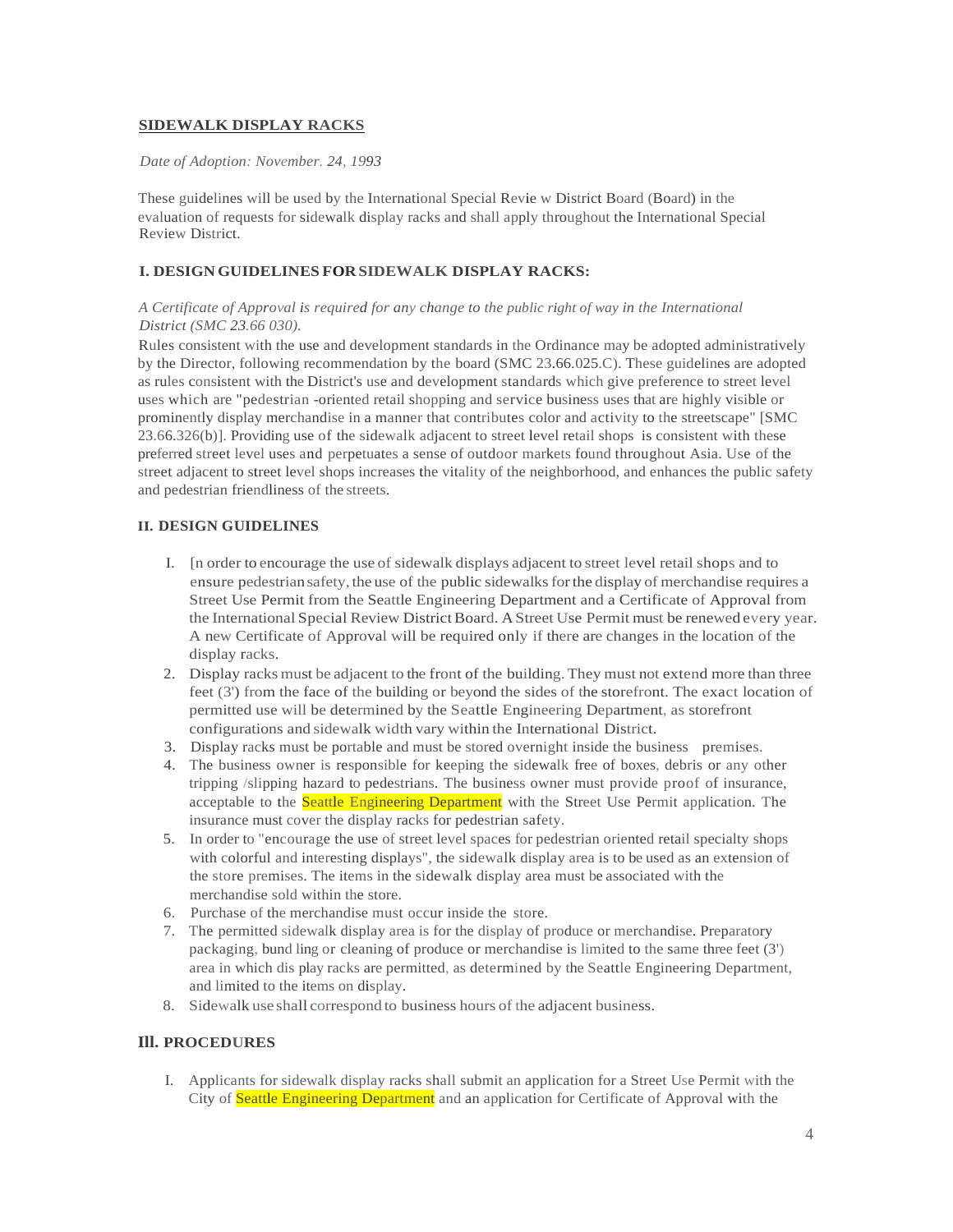## SIDEWALK DISPLAY RACKS

*Date of Adoption: November. 24, 1993*

These guidelines will be used by the International Special Revie w District Board (Board) in the evaluation of requests for sidewalk display racks and shall apply throughout the International Special Review District.

### I. DESIGN GUIDELINES FOR SIDEWALK DISPLAY RACKS:

*A Certificate of Approval is required for any change to the public right of way in the International District (SMC 23.66 030).*

Rules consistent with the use and development standards in the Ordinance may be adopted administratively by the Director, following recommendation by the board (SMC 23.66.025.C). These guidelines are adopted as rules consistent with the District's use and development standards which give preference to street level uses which are "pedestrian -oriented retail shopping and service business uses that are highly visible or prominently display merchandise in a manner that contributes color and activity to the streetscape" [SMC 23.66.326(b)]. Providing use of the sidewalk adjacent to street level retail shops is consistent with these preferred street level uses and perpetuates a sense of outdoor markets found throughout Asia. Use of the street adjacent to street level shops increases the vitality of the neighborhood, and enhances the public safety and pedestrian friendliness of the streets.

### II. DESIGN GUIDELINES

1. [n order to encourage the use of sidewalk displays adjacent to street level retail shops and to ensure pedestrian safety, the use of the public sidewalks for the display of merchandise requires a Street Use Permit from the Seattle Engineering Department and a Certificate of Approval from the International Special Review District Board. A Street Use Permit must be renewed every year. A new Certificate of Approval will be required only if there are changes in the location of the display racks.
2. Display racks must be adjacent to the front of the building. They must not extend more than three feet (3') from the face of the building or beyond the sides of the storefront. The exact location of permitted use will be determined by the Seattle Engineering Department, as storefront configurations and sidewalk width vary within the International District.
3. Display racks must be portable and must be stored overnight inside the business premises.
4. The business owner is responsible for keeping the sidewalk free of boxes, debris or any other tripping /slipping hazard to pedestrians. The business owner must provide proof of insurance, acceptable to the Seattle Engineering Department with the Street Use Permit application. The insurance must cover the display racks for pedestrian safety.
5. In order to "encourage the use of street level spaces for pedestrian oriented retail specialty shops with colorful and interesting displays", the sidewalk display area is to be used as an extension of the store premises. The items in the sidewalk display area must be associated with the merchandise sold within the store.
6. Purchase of the merchandise must occur inside the store.
7. The permitted sidewalk display area is for the display of produce or merchandise. Preparatory packaging, bund ling or cleaning of produce or merchandise is limited to the same three feet (3') area in which dis play racks are permitted, as determined by the Seattle Engineering Department, and limited to the items on display.
8. Sidewalk use shall correspond to business hours of the adjacent business.

### III. PROCEDURES

1. Applicants for sidewalk display racks shall submit an application for a Street Use Permit with the City of Seattle Engineering Department and an application for Certificate of Approval with the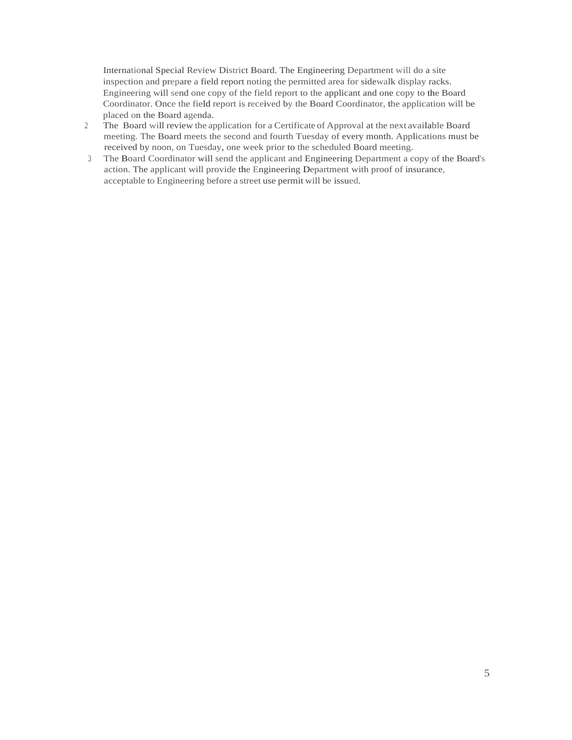International Special Review District Board. The Engineering Department will do a site inspection and prepare a field report noting the permitted area for sidewalk display racks. Engineering will send one copy of the field report to the applicant and one copy to the Board Coordinator. Once the field report is received by the Board Coordinator, the application will be placed on the Board agenda.

2. The Board will review the application for a Certificate of Approval at the next available Board meeting. The Board meets the second and fourth Tuesday of every month. Applications must be received by noon, on Tuesday, one week prior to the scheduled Board meeting.
3. The Board Coordinator will send the applicant and Engineering Department a copy of the Board's action. The applicant will provide the Engineering Department with proof of insurance, acceptable to Engineering before a street use permit will be issued.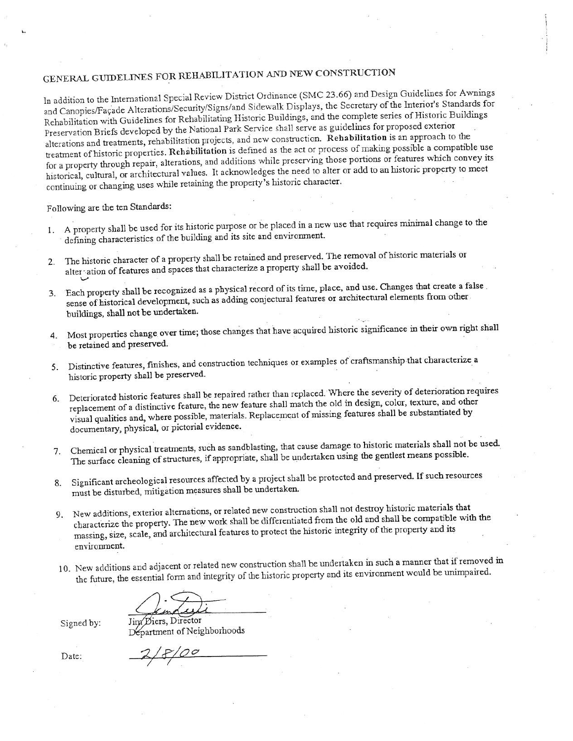## GENERAL GUIDELINES FOR REHABILITATION AND NEW CONSTRUCTION

In addition to the International Special Review District Ordinance (SMC 23.66) and Design Guidelines for Awnings and Canopies/Façade Alterations/Security/Signs/and Sidewalk Displays, the Secretary of the Interior's Standards for Rehabilitation with Guidelines for Rehabilitating Historic Buildings, and the complete series of Historic Buildings Preservation Briefs developed by the National Park Service shall serve as guidelines for proposed exterior alterations and treatments, rehabilitation projects, and new construction. **Rehabilitation** is an approach to the treatment of historic properties. **Rehabilitation** is defined as the act or process of making possible a compatible use for a property through repair, alterations, and additions while preserving those portions or features which convey its historical, cultural, or architectural values. It acknowledges the need to alter or add to an historic property to meet continuing or changing uses while retaining the property's historic character.

Following are the ten Standards:

1. A property shall be used for its historic purpose or be placed in a new use that requires minimal change to the defining characteristics of the building and its site and environment.
2. The historic character of a property shall be retained and preserved. The removal of historic materials or alteration of features and spaces that characterize a property shall be avoided.
3. Each property shall be recognized as a physical record of its time, place, and use. Changes that create a false sense of historical development, such as adding conjectural features or architectural elements from other buildings, shall not be undertaken.
4. Most properties change over time; those changes that have acquired historic significance in their own right shall be retained and preserved.
5. Distinctive features, finishes, and construction techniques or examples of craftsmanship that characterize a historic property shall be preserved.
6. Deteriorated historic features shall be repaired rather than replaced. Where the severity of deterioration requires replacement of a distinctive feature, the new feature shall match the old in design, color, texture, and other visual qualities and, where possible, materials. Replacement of missing features shall be substantiated by documentary, physical, or pictorial evidence.
7. Chemical or physical treatments, such as sandblasting, that cause damage to historic materials shall not be used. The surface cleaning of structures, if appropriate, shall be undertaken using the gentlest means possible.
8. Significant archeological resources affected by a project shall be protected and preserved. If such resources must be disturbed, mitigation measures shall be undertaken.
9. New additions, exterior alternations, or related new construction shall not destroy historic materials that characterize the property. The new work shall be differentiated from the old and shall be compatible with the massing, size, scale, and architectural features to protect the historic integrity of the property and its environment.
10. New additions and adjacent or related new construction shall be undertaken in such a manner that if removed in the future, the essential form and integrity of the historic property and its environment would be unimpaired.

Signed by: Jim Diers, Director
Department of Neighborhoods

Date: 2/8/00